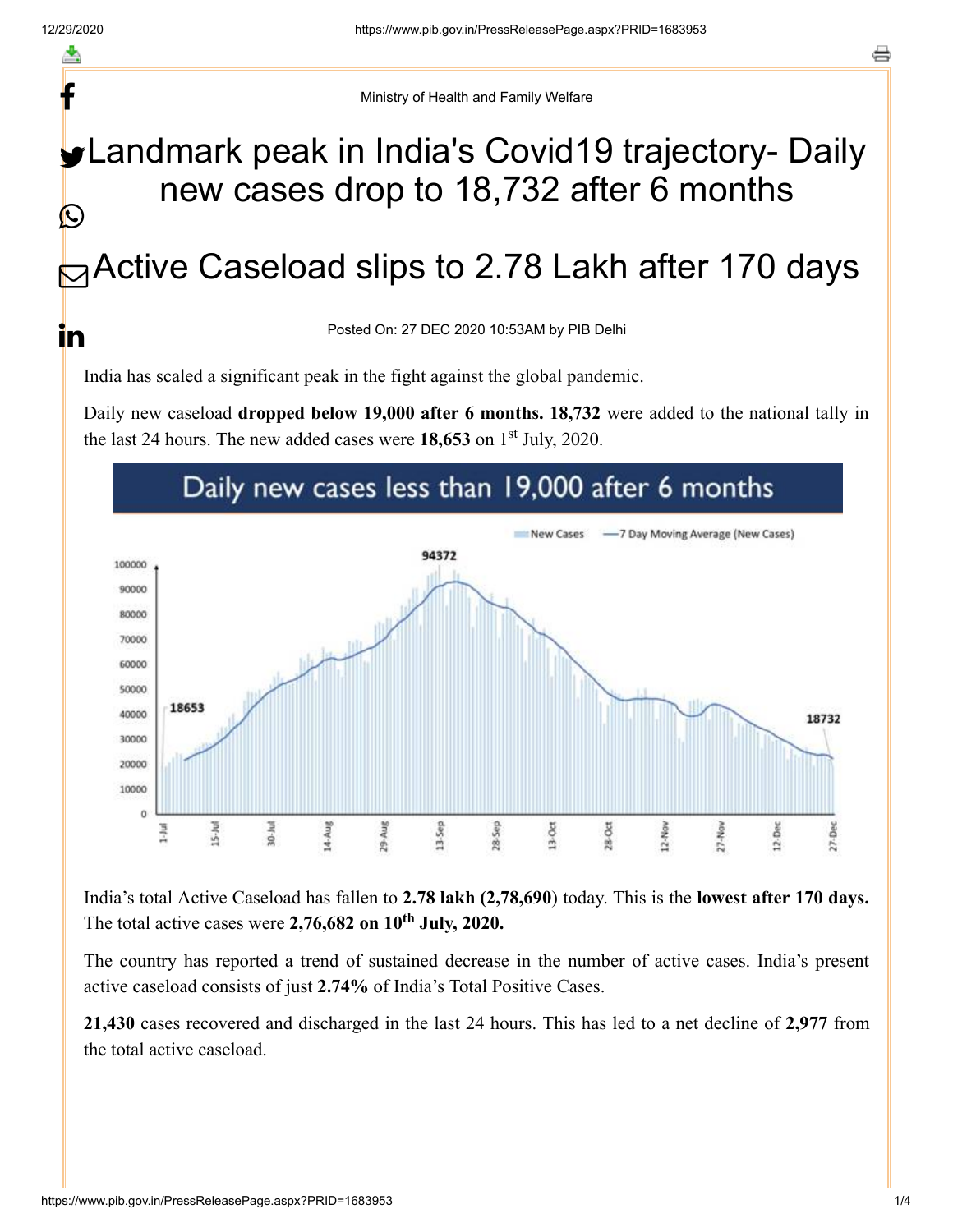Ministry of Health and Family Welfare

# Landmark peak in India's Covid19 trajectory- Daily new cases drop to 18,732 after 6 months

# Active Caseload slips to 2.78 Lakh after 170 days

Posted On: 27 DEC 2020 10:53AM by PIB Delhi

India has scaled a significant peak in the fight against the global pandemic.

Daily new caseload **dropped below 19,000 after 6 months. 18,732** were added to the national tally in the last 24 hours. The new added cases were **18,653** on 1st July, 2020.

India's total Active Caseload has fallen to **2.78 lakh (2,78,690**) today. This is the **lowest after 170 days.** The total active cases were **2,76,682 on 10th July, 2020.**

The country has reported a trend of sustained decrease in the number of active cases. India's present active caseload consists of just **2.74%** of India's Total Positive Cases.

**21,430** cases recovered and discharged in the last 24 hours. This has led to a net decline of **2,977** from the total active caseload.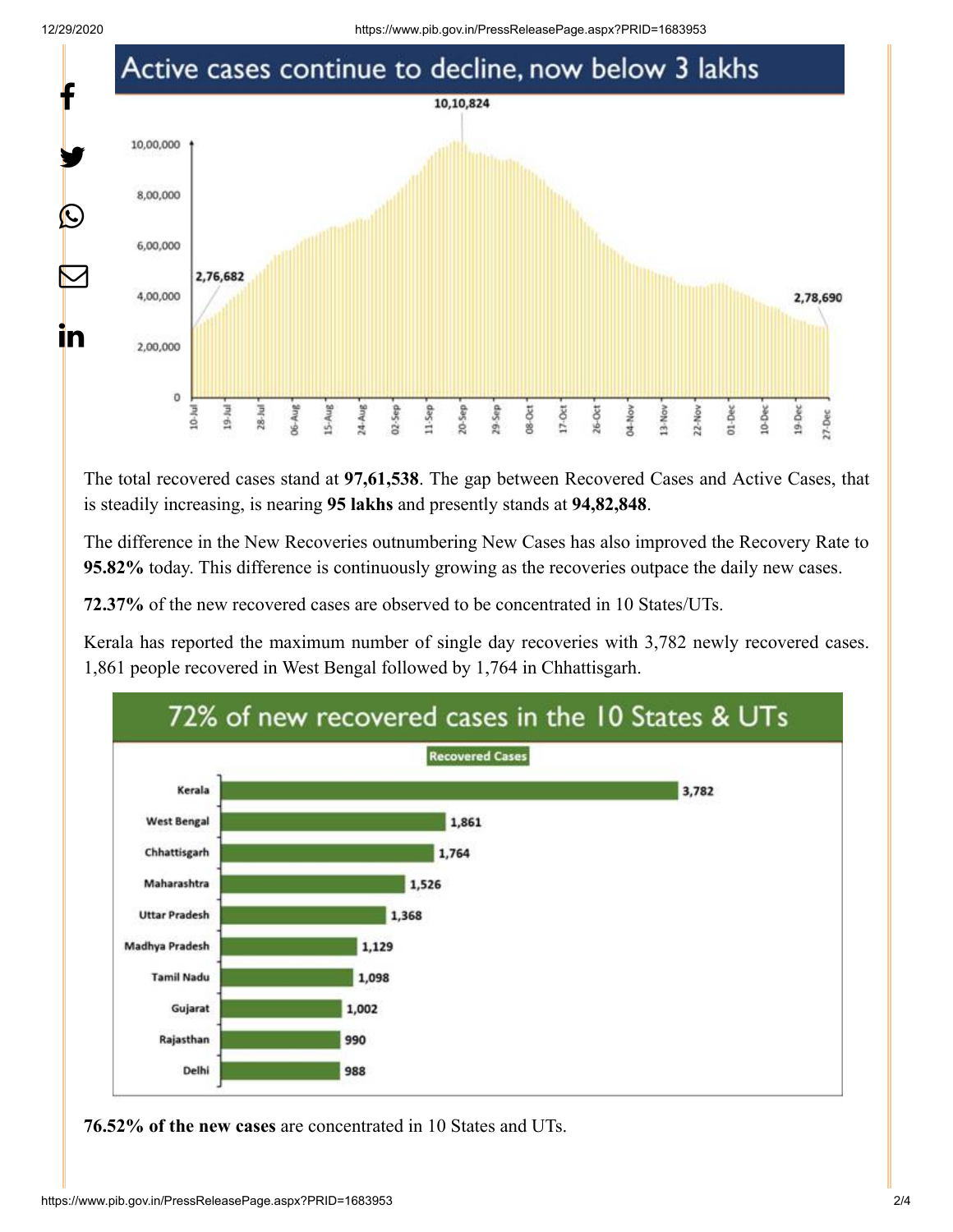## Active cases continue to decline, now below 3 lakhs

The total recovered cases stand at **97,61,538**. The gap between Recovered Cases and Active Cases, that is steadily increasing, is nearing **95 lakhs** and presently stands at **94,82,848**.

The difference in the New Recoveries outnumbering New Cases has also improved the Recovery Rate to **95.82%** today. This difference is continuously growing as the recoveries outpace the daily new cases.

**72.37%** of the new recovered cases are observed to be concentrated in 10 States/UTs.

Kerala has reported the maximum number of single day recoveries with 3,782 newly recovered cases. 1,861 people recovered in West Bengal followed by 1,764 in Chhattisgarh.

## 72% of new recovered cases in the 10 States & UTs

| State/UT | Recovered Cases |
|---|---|
| Kerala | 3,782 |
| West Bengal | 1,861 |
| Chhattisgarh | 1,764 |
| Maharashtra | 1,526 |
| Uttar Pradesh | 1,368 |
| Madhya Pradesh | 1,129 |
| Tamil Nadu | 1,098 |
| Gujarat | 1,002 |
| Rajasthan | 990 |
| Delhi | 988 |

**76.52% of the new cases** are concentrated in 10 States and UTs.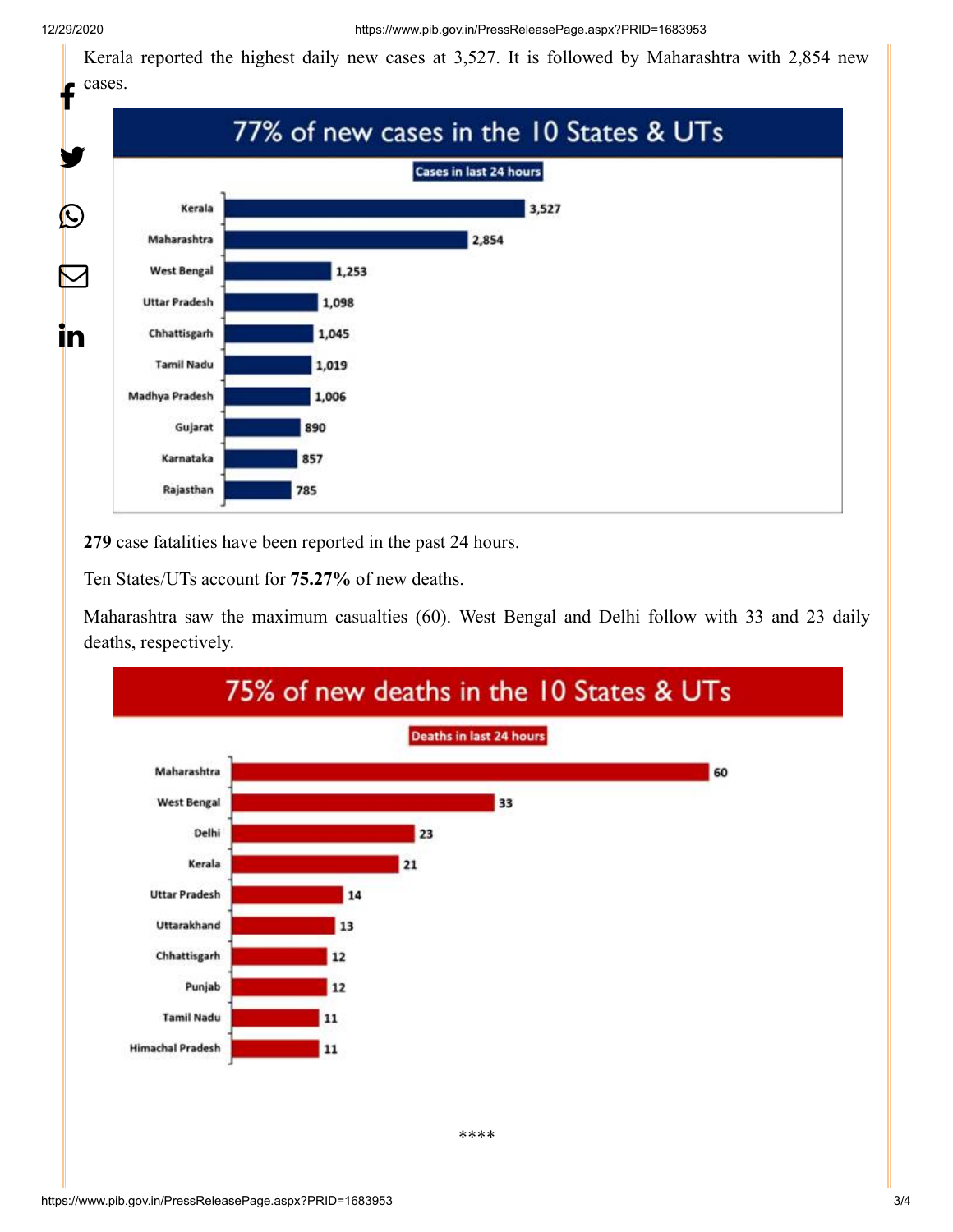Kerala reported the highest daily new cases at 3,527. It is followed by Maharashtra with 2,854 new cases.

**77% of new cases in the 10 States & UTs**

Cases in last 24 hours

| State | Cases |
|---|---|
| Kerala | 3,527 |
| Maharashtra | 2,854 |
| West Bengal | 1,253 |
| Uttar Pradesh | 1,098 |
| Chhattisgarh | 1,045 |
| Tamil Nadu | 1,019 |
| Madhya Pradesh | 1,006 |
| Gujarat | 890 |
| Karnataka | 857 |
| Rajasthan | 785 |

**279** case fatalities have been reported in the past 24 hours.

Ten States/UTs account for **75.27%** of new deaths.

Maharashtra saw the maximum casualties (60). West Bengal and Delhi follow with 33 and 23 daily deaths, respectively.

**75% of new deaths in the 10 States & UTs**

Deaths in last 24 hours

| State | Deaths |
|---|---|
| Maharashtra | 60 |
| West Bengal | 33 |
| Delhi | 23 |
| Kerala | 21 |
| Uttar Pradesh | 14 |
| Uttarakhand | 13 |
| Chhattisgarh | 12 |
| Punjab | 12 |
| Tamil Nadu | 11 |
| Himachal Pradesh | 11 |

****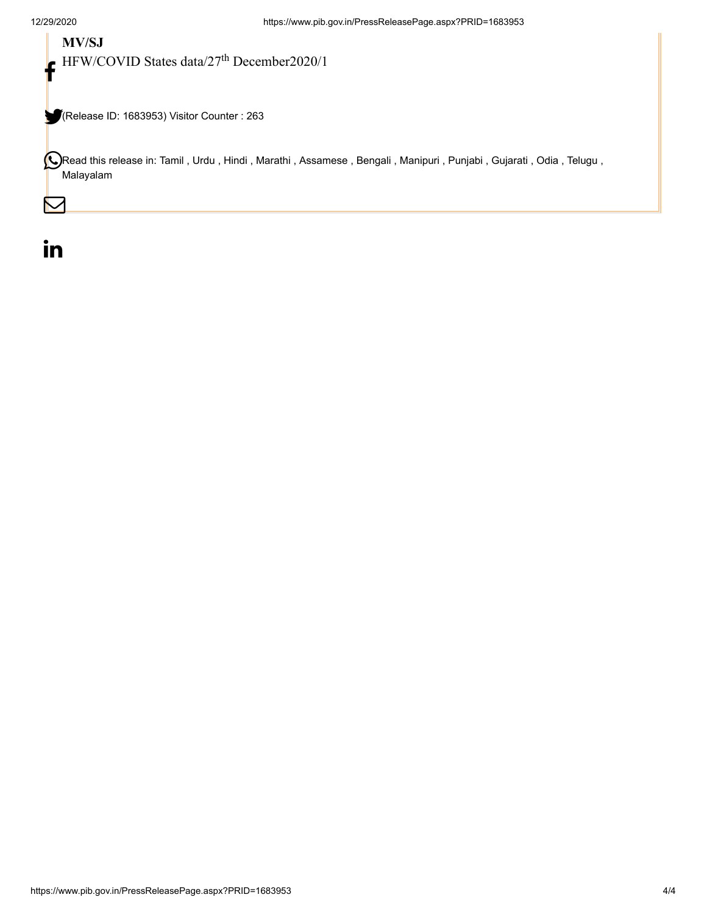**MV/SJ**

HFW/COVID States data/27th December2020/1

(Release ID: 1683953) Visitor Counter : 263

Read this release in: Tamil , Urdu , Hindi , Marathi , Assamese , Bengali , Manipuri , Punjabi , Gujarati , Odia , Telugu , Malayalam